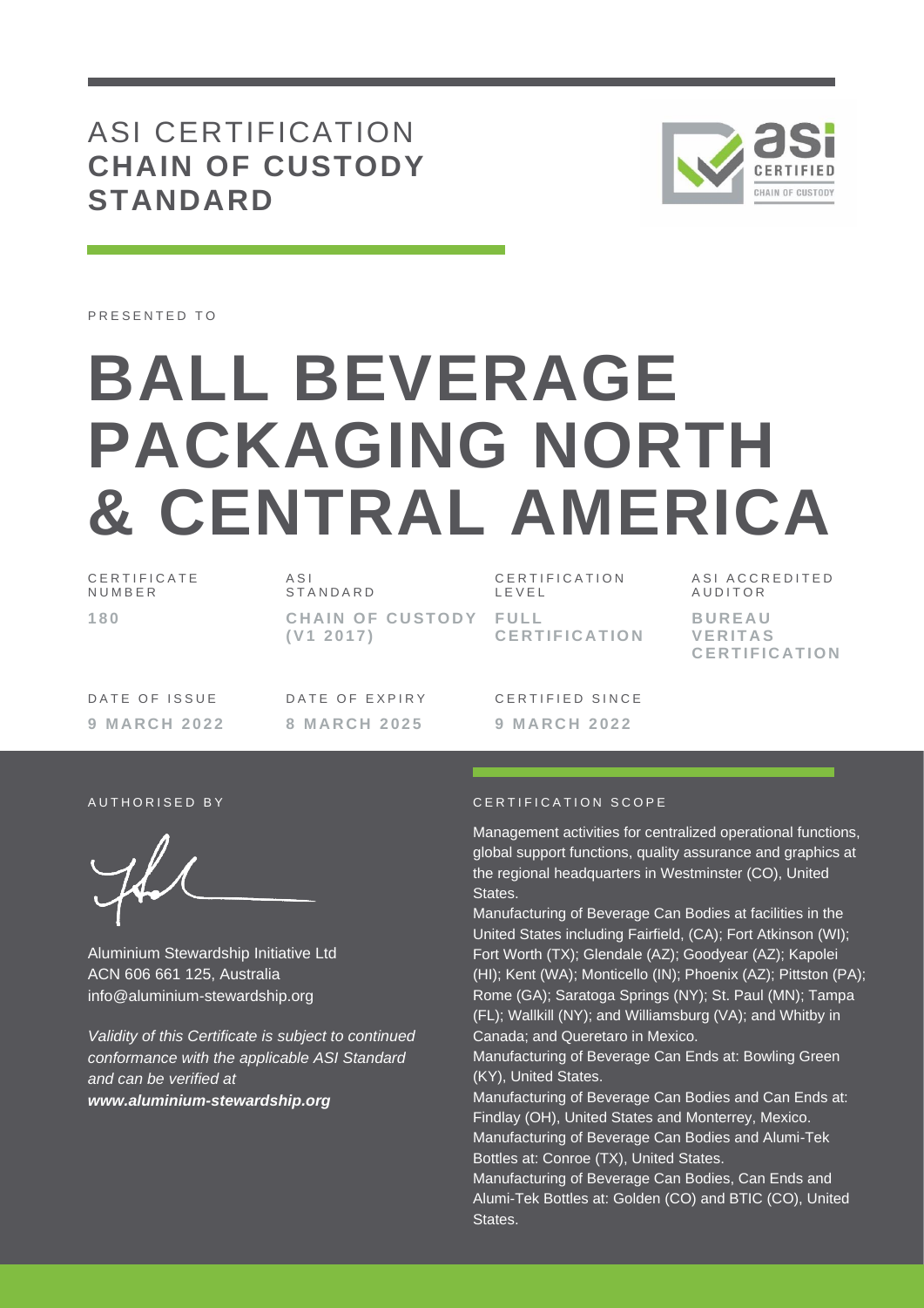# ASI CERTIFICATION **CHAIN OF CUSTODY STANDARD**

PRESENTED TO

# BALL BEVERAGE PACKAGING NORTH & CENTRAL AMERICA

| CERTIFICATE NUMBER | ASI STANDARD | CERTIFICATION LEVEL | ASI ACCREDITED AUDITOR |
|---|---|---|---|
| **180** | **CHAIN OF CUSTODY (V1 2017)** | **FULL CERTIFICATION** | **BUREAU VERITAS CERTIFICATION** |

| DATE OF ISSUE | DATE OF EXPIRY | CERTIFIED SINCE |
|---|---|---|
| **9 MARCH 2022** | **8 MARCH 2025** | **9 MARCH 2022** |

AUTHORISED BY

Aluminium Stewardship Initiative Ltd
ACN 606 661 125, Australia
info@aluminium-stewardship.org

*Validity of this Certificate is subject to continued conformance with the applicable ASI Standard and can be verified at* ***www.aluminium-stewardship.org***

CERTIFICATION SCOPE

Management activities for centralized operational functions, global support functions, quality assurance and graphics at the regional headquarters in Westminster (CO), United States.

Manufacturing of Beverage Can Bodies at facilities in the United States including Fairfield, (CA); Fort Atkinson (WI); Fort Worth (TX); Glendale (AZ); Goodyear (AZ); Kapolei (HI); Kent (WA); Monticello (IN); Phoenix (AZ); Pittston (PA); Rome (GA); Saratoga Springs (NY); St. Paul (MN); Tampa (FL); Wallkill (NY); and Williamsburg (VA); and Whitby in Canada; and Queretaro in Mexico.

Manufacturing of Beverage Can Ends at: Bowling Green (KY), United States.

Manufacturing of Beverage Can Bodies and Can Ends at: Findlay (OH), United States and Monterrey, Mexico.

Manufacturing of Beverage Can Bodies and Alumi-Tek Bottles at: Conroe (TX), United States.

Manufacturing of Beverage Can Bodies, Can Ends and Alumi-Tek Bottles at: Golden (CO) and BTIC (CO), United States.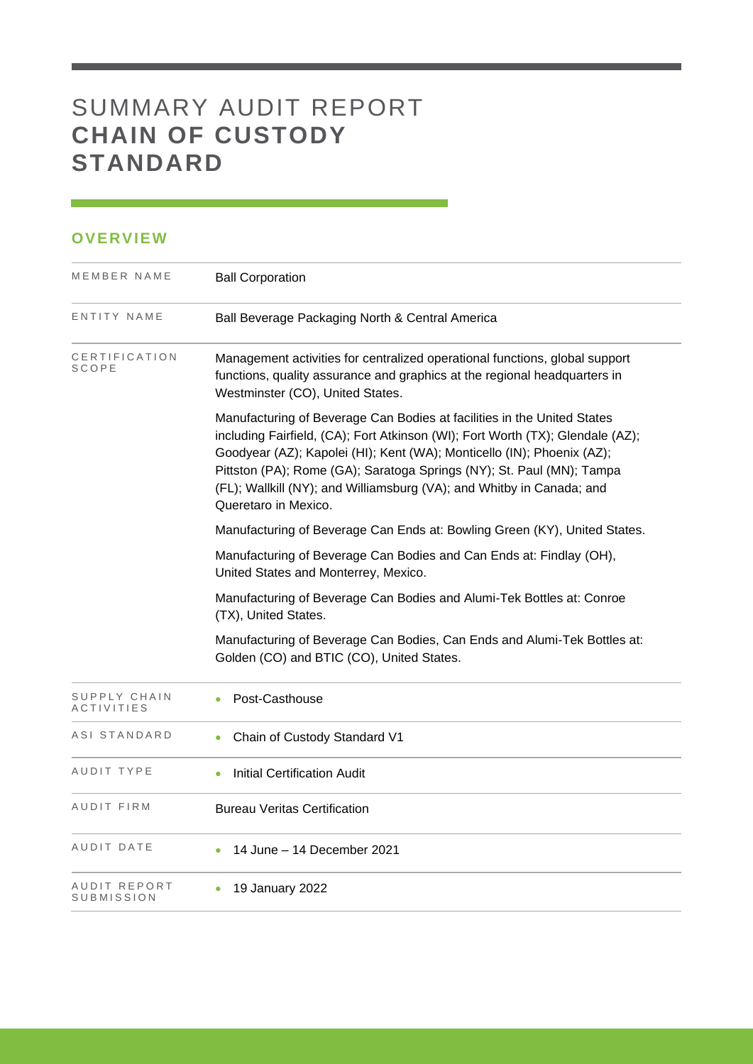# SUMMARY AUDIT REPORT **CHAIN OF CUSTODY STANDARD**

## OVERVIEW

| | |
|---|---|
| MEMBER NAME | Ball Corporation |
| ENTITY NAME | Ball Beverage Packaging North & Central America |
| CERTIFICATION SCOPE | Management activities for centralized operational functions, global support functions, quality assurance and graphics at the regional headquarters in Westminster (CO), United States.<br><br>Manufacturing of Beverage Can Bodies at facilities in the United States including Fairfield, (CA); Fort Atkinson (WI); Fort Worth (TX); Glendale (AZ); Goodyear (AZ); Kapolei (HI); Kent (WA); Monticello (IN); Phoenix (AZ); Pittston (PA); Rome (GA); Saratoga Springs (NY); St. Paul (MN); Tampa (FL); Wallkill (NY); and Williamsburg (VA); and Whitby in Canada; and Queretaro in Mexico.<br><br>Manufacturing of Beverage Can Ends at: Bowling Green (KY), United States.<br><br>Manufacturing of Beverage Can Bodies and Can Ends at: Findlay (OH), United States and Monterrey, Mexico.<br><br>Manufacturing of Beverage Can Bodies and Alumi-Tek Bottles at: Conroe (TX), United States.<br><br>Manufacturing of Beverage Can Bodies, Can Ends and Alumi-Tek Bottles at: Golden (CO) and BTIC (CO), United States. |
| SUPPLY CHAIN ACTIVITIES | • Post-Casthouse |
| ASI STANDARD | • Chain of Custody Standard V1 |
| AUDIT TYPE | • Initial Certification Audit |
| AUDIT FIRM | Bureau Veritas Certification |
| AUDIT DATE | • 14 June – 14 December 2021 |
| AUDIT REPORT SUBMISSION | • 19 January 2022 |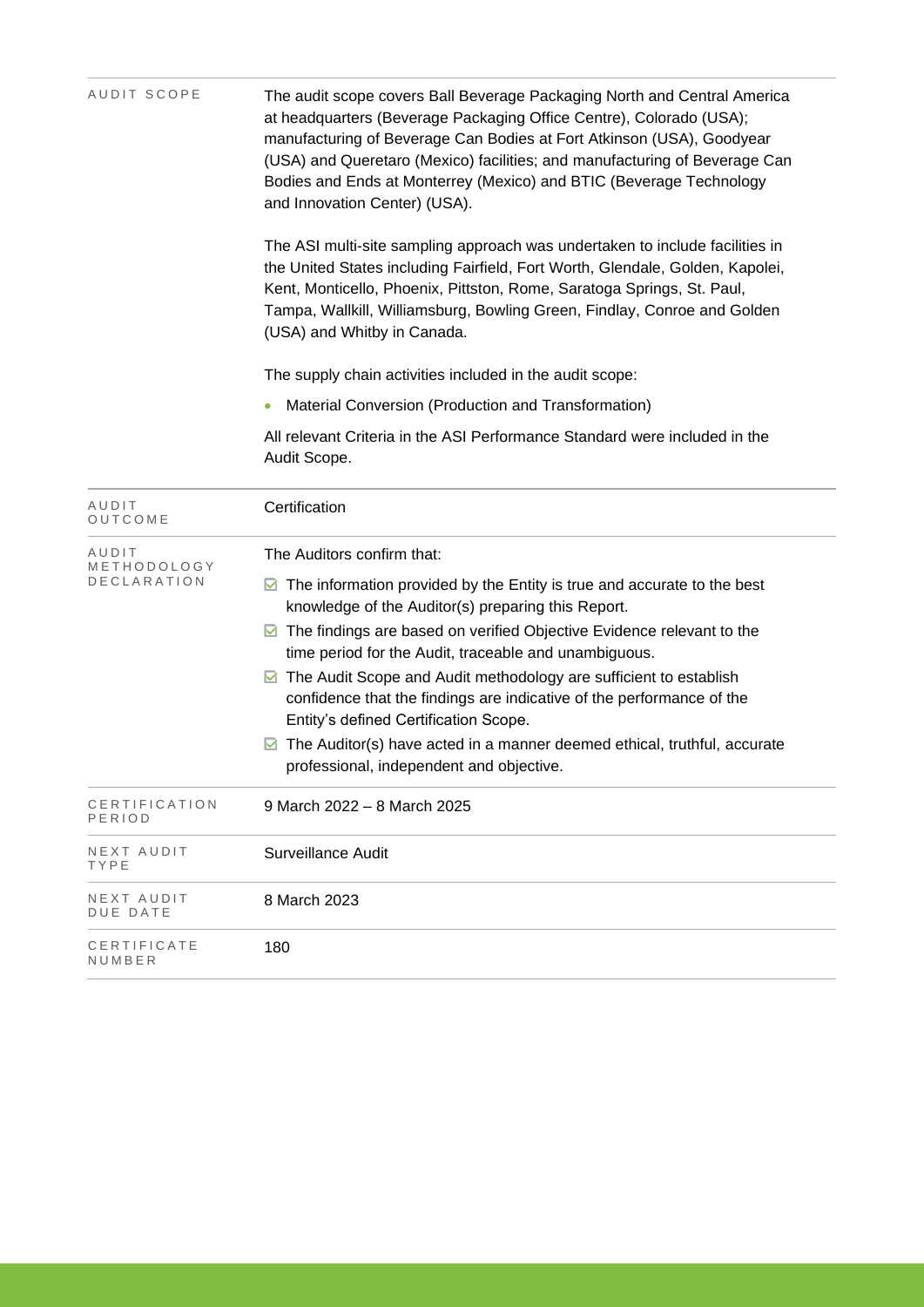| | |
|---|---|
| AUDIT SCOPE | The audit scope covers Ball Beverage Packaging North and Central America at headquarters (Beverage Packaging Office Centre), Colorado (USA); manufacturing of Beverage Can Bodies at Fort Atkinson (USA), Goodyear (USA) and Queretaro (Mexico) facilities; and manufacturing of Beverage Can Bodies and Ends at Monterrey (Mexico) and BTIC (Beverage Technology and Innovation Center) (USA).<br><br>The ASI multi-site sampling approach was undertaken to include facilities in the United States including Fairfield, Fort Worth, Glendale, Golden, Kapolei, Kent, Monticello, Phoenix, Pittston, Rome, Saratoga Springs, St. Paul, Tampa, Wallkill, Williamsburg, Bowling Green, Findlay, Conroe and Golden (USA) and Whitby in Canada.<br><br>The supply chain activities included in the audit scope:<br><br>• Material Conversion (Production and Transformation)<br><br>All relevant Criteria in the ASI Performance Standard were included in the Audit Scope. |
| AUDIT OUTCOME | Certification |
| AUDIT METHODOLOGY DECLARATION | The Auditors confirm that:<br><br>☑ The information provided by the Entity is true and accurate to the best knowledge of the Auditor(s) preparing this Report.<br>☑ The findings are based on verified Objective Evidence relevant to the time period for the Audit, traceable and unambiguous.<br>☑ The Audit Scope and Audit methodology are sufficient to establish confidence that the findings are indicative of the performance of the Entity's defined Certification Scope.<br>☑ The Auditor(s) have acted in a manner deemed ethical, truthful, accurate professional, independent and objective. |
| CERTIFICATION PERIOD | 9 March 2022 – 8 March 2025 |
| NEXT AUDIT TYPE | Surveillance Audit |
| NEXT AUDIT DUE DATE | 8 March 2023 |
| CERTIFICATE NUMBER | 180 |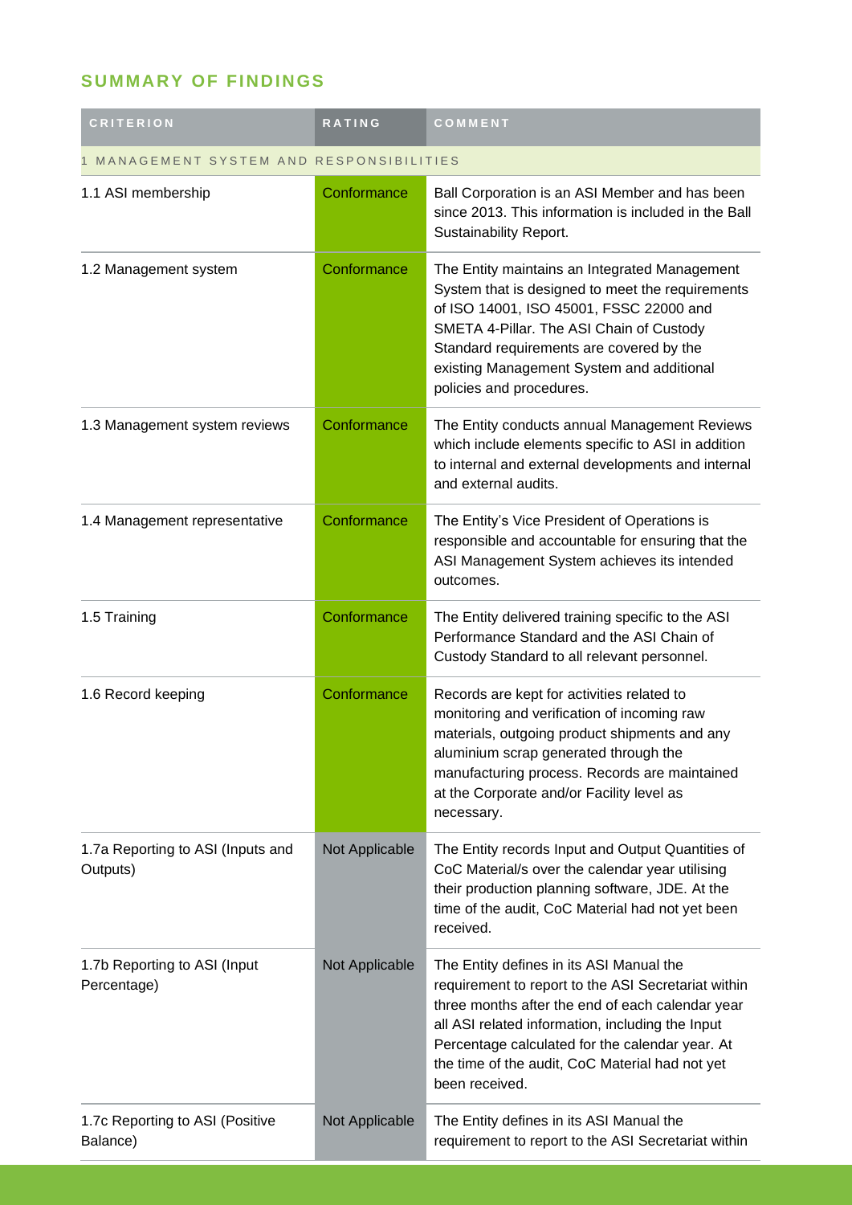## SUMMARY OF FINDINGS

| CRITERION | RATING | COMMENT |
|---|---|---|
| 1 MANAGEMENT SYSTEM AND RESPONSIBILITIES | | |
| 1.1 ASI membership | Conformance | Ball Corporation is an ASI Member and has been since 2013. This information is included in the Ball Sustainability Report. |
| 1.2 Management system | Conformance | The Entity maintains an Integrated Management System that is designed to meet the requirements of ISO 14001, ISO 45001, FSSC 22000 and SMETA 4-Pillar. The ASI Chain of Custody Standard requirements are covered by the existing Management System and additional policies and procedures. |
| 1.3 Management system reviews | Conformance | The Entity conducts annual Management Reviews which include elements specific to ASI in addition to internal and external developments and internal and external audits. |
| 1.4 Management representative | Conformance | The Entity's Vice President of Operations is responsible and accountable for ensuring that the ASI Management System achieves its intended outcomes. |
| 1.5 Training | Conformance | The Entity delivered training specific to the ASI Performance Standard and the ASI Chain of Custody Standard to all relevant personnel. |
| 1.6 Record keeping | Conformance | Records are kept for activities related to monitoring and verification of incoming raw materials, outgoing product shipments and any aluminium scrap generated through the manufacturing process. Records are maintained at the Corporate and/or Facility level as necessary. |
| 1.7a Reporting to ASI (Inputs and Outputs) | Not Applicable | The Entity records Input and Output Quantities of CoC Material/s over the calendar year utilising their production planning software, JDE. At the time of the audit, CoC Material had not yet been received. |
| 1.7b Reporting to ASI (Input Percentage) | Not Applicable | The Entity defines in its ASI Manual the requirement to report to the ASI Secretariat within three months after the end of each calendar year all ASI related information, including the Input Percentage calculated for the calendar year. At the time of the audit, CoC Material had not yet been received. |
| 1.7c Reporting to ASI (Positive Balance) | Not Applicable | The Entity defines in its ASI Manual the requirement to report to the ASI Secretariat within |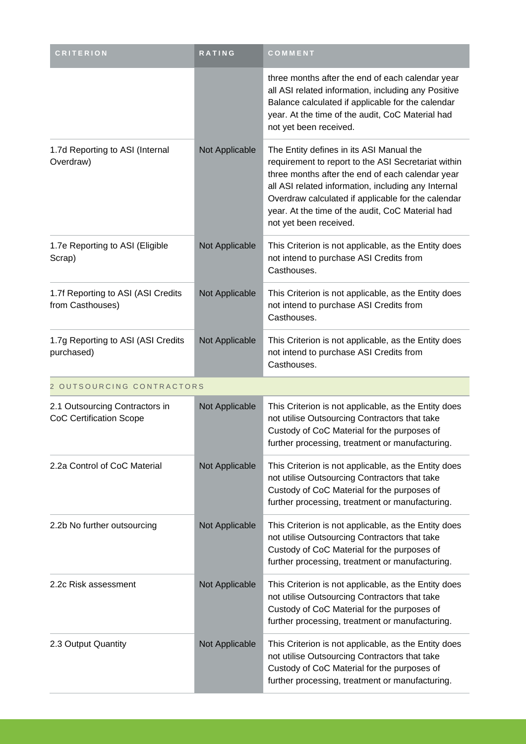| CRITERION | RATING | COMMENT |
| --- | --- | --- |
| | | three months after the end of each calendar year all ASI related information, including any Positive Balance calculated if applicable for the calendar year. At the time of the audit, CoC Material had not yet been received. |
| 1.7d Reporting to ASI (Internal Overdraw) | Not Applicable | The Entity defines in its ASI Manual the requirement to report to the ASI Secretariat within three months after the end of each calendar year all ASI related information, including any Internal Overdraw calculated if applicable for the calendar year. At the time of the audit, CoC Material had not yet been received. |
| 1.7e Reporting to ASI (Eligible Scrap) | Not Applicable | This Criterion is not applicable, as the Entity does not intend to purchase ASI Credits from Casthouses. |
| 1.7f Reporting to ASI (ASI Credits from Casthouses) | Not Applicable | This Criterion is not applicable, as the Entity does not intend to purchase ASI Credits from Casthouses. |
| 1.7g Reporting to ASI (ASI Credits purchased) | Not Applicable | This Criterion is not applicable, as the Entity does not intend to purchase ASI Credits from Casthouses. |
| **2 OUTSOURCING CONTRACTORS** | | |
| 2.1 Outsourcing Contractors in CoC Certification Scope | Not Applicable | This Criterion is not applicable, as the Entity does not utilise Outsourcing Contractors that take Custody of CoC Material for the purposes of further processing, treatment or manufacturing. |
| 2.2a Control of CoC Material | Not Applicable | This Criterion is not applicable, as the Entity does not utilise Outsourcing Contractors that take Custody of CoC Material for the purposes of further processing, treatment or manufacturing. |
| 2.2b No further outsourcing | Not Applicable | This Criterion is not applicable, as the Entity does not utilise Outsourcing Contractors that take Custody of CoC Material for the purposes of further processing, treatment or manufacturing. |
| 2.2c Risk assessment | Not Applicable | This Criterion is not applicable, as the Entity does not utilise Outsourcing Contractors that take Custody of CoC Material for the purposes of further processing, treatment or manufacturing. |
| 2.3 Output Quantity | Not Applicable | This Criterion is not applicable, as the Entity does not utilise Outsourcing Contractors that take Custody of CoC Material for the purposes of further processing, treatment or manufacturing. |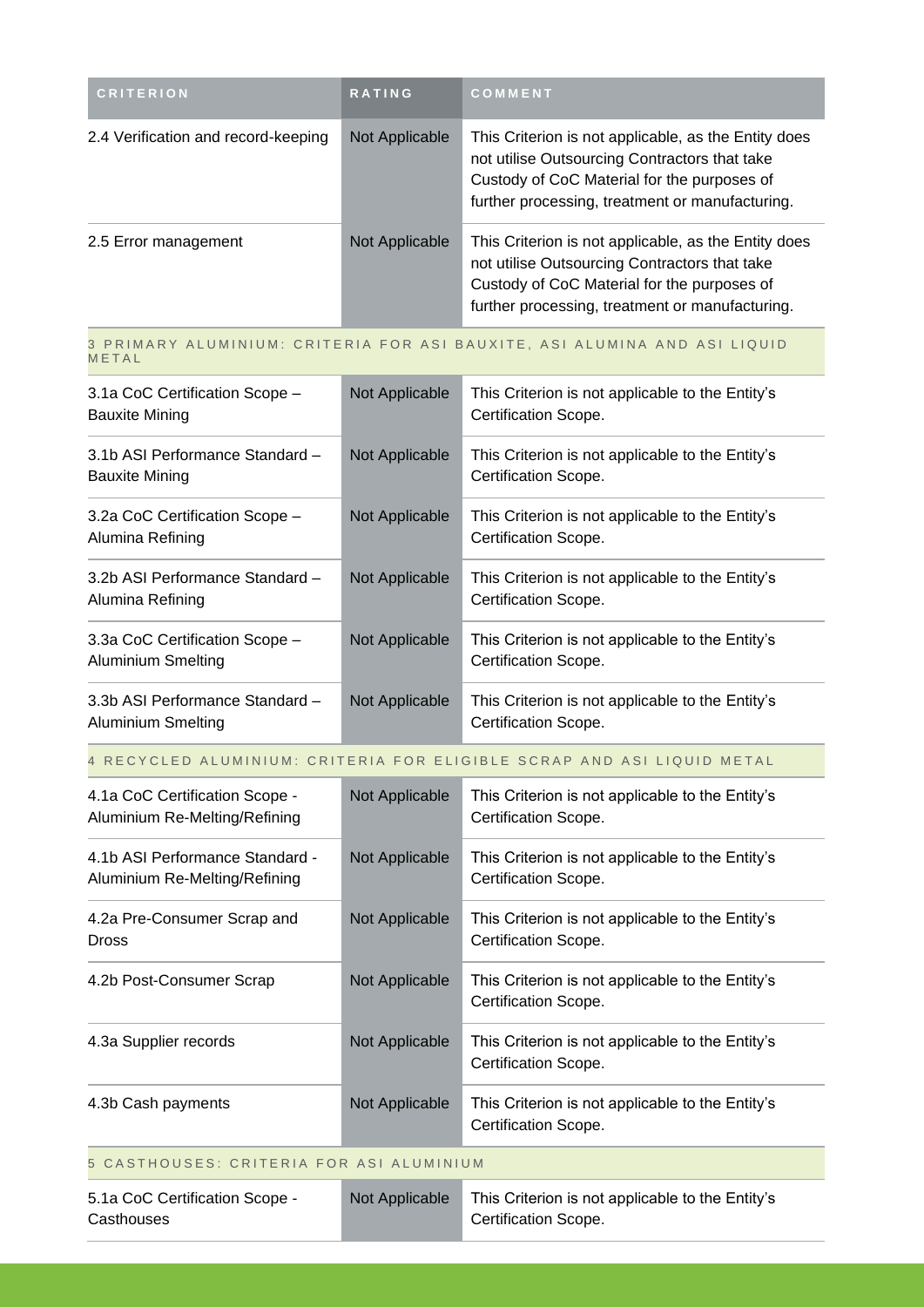| CRITERION | RATING | COMMENT |
| --- | --- | --- |
| 2.4 Verification and record-keeping | Not Applicable | This Criterion is not applicable, as the Entity does not utilise Outsourcing Contractors that take Custody of CoC Material for the purposes of further processing, treatment or manufacturing. |
| 2.5 Error management | Not Applicable | This Criterion is not applicable, as the Entity does not utilise Outsourcing Contractors that take Custody of CoC Material for the purposes of further processing, treatment or manufacturing. |
| 3 PRIMARY ALUMINIUM: CRITERIA FOR ASI BAUXITE, ASI ALUMINA AND ASI LIQUID METAL | | |
| 3.1a CoC Certification Scope – Bauxite Mining | Not Applicable | This Criterion is not applicable to the Entity's Certification Scope. |
| 3.1b ASI Performance Standard – Bauxite Mining | Not Applicable | This Criterion is not applicable to the Entity's Certification Scope. |
| 3.2a CoC Certification Scope – Alumina Refining | Not Applicable | This Criterion is not applicable to the Entity's Certification Scope. |
| 3.2b ASI Performance Standard – Alumina Refining | Not Applicable | This Criterion is not applicable to the Entity's Certification Scope. |
| 3.3a CoC Certification Scope – Aluminium Smelting | Not Applicable | This Criterion is not applicable to the Entity's Certification Scope. |
| 3.3b ASI Performance Standard – Aluminium Smelting | Not Applicable | This Criterion is not applicable to the Entity's Certification Scope. |
| 4 RECYCLED ALUMINIUM: CRITERIA FOR ELIGIBLE SCRAP AND ASI LIQUID METAL | | |
| 4.1a CoC Certification Scope - Aluminium Re-Melting/Refining | Not Applicable | This Criterion is not applicable to the Entity's Certification Scope. |
| 4.1b ASI Performance Standard - Aluminium Re-Melting/Refining | Not Applicable | This Criterion is not applicable to the Entity's Certification Scope. |
| 4.2a Pre-Consumer Scrap and Dross | Not Applicable | This Criterion is not applicable to the Entity's Certification Scope. |
| 4.2b Post-Consumer Scrap | Not Applicable | This Criterion is not applicable to the Entity's Certification Scope. |
| 4.3a Supplier records | Not Applicable | This Criterion is not applicable to the Entity's Certification Scope. |
| 4.3b Cash payments | Not Applicable | This Criterion is not applicable to the Entity's Certification Scope. |
| 5 CASTHOUSES: CRITERIA FOR ASI ALUMINIUM | | |
| 5.1a CoC Certification Scope - Casthouses | Not Applicable | This Criterion is not applicable to the Entity's Certification Scope. |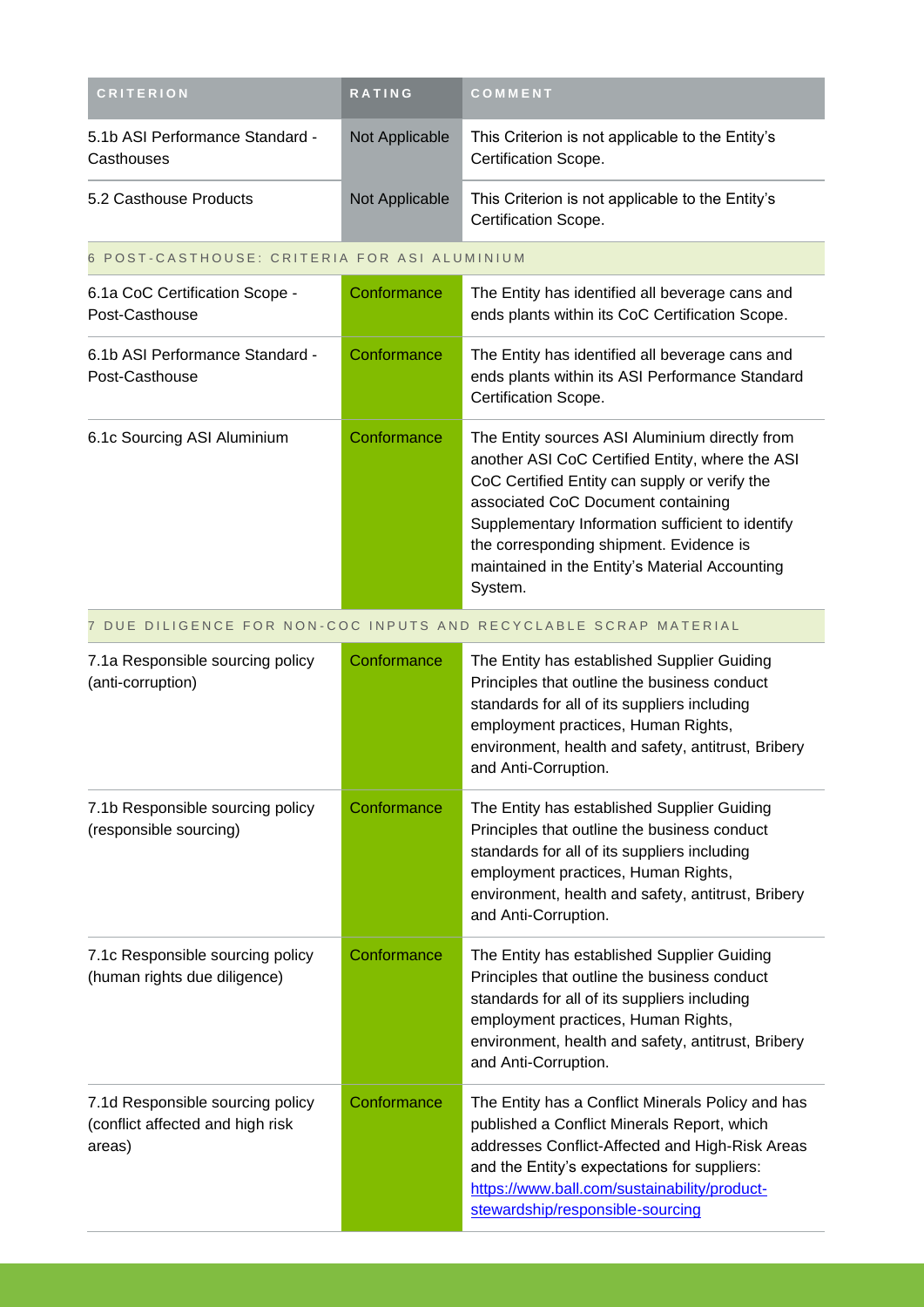| CRITERION | RATING | COMMENT |
| --- | --- | --- |
| 5.1b ASI Performance Standard - Casthouses | Not Applicable | This Criterion is not applicable to the Entity's Certification Scope. |
| 5.2 Casthouse Products | Not Applicable | This Criterion is not applicable to the Entity's Certification Scope. |
| 6 POST-CASTHOUSE: CRITERIA FOR ASI ALUMINIUM | | |
| 6.1a CoC Certification Scope - Post-Casthouse | Conformance | The Entity has identified all beverage cans and ends plants within its CoC Certification Scope. |
| 6.1b ASI Performance Standard - Post-Casthouse | Conformance | The Entity has identified all beverage cans and ends plants within its ASI Performance Standard Certification Scope. |
| 6.1c Sourcing ASI Aluminium | Conformance | The Entity sources ASI Aluminium directly from another ASI CoC Certified Entity, where the ASI CoC Certified Entity can supply or verify the associated CoC Document containing Supplementary Information sufficient to identify the corresponding shipment. Evidence is maintained in the Entity's Material Accounting System. |
| 7 DUE DILIGENCE FOR NON-COC INPUTS AND RECYCLABLE SCRAP MATERIAL | | |
| 7.1a Responsible sourcing policy (anti-corruption) | Conformance | The Entity has established Supplier Guiding Principles that outline the business conduct standards for all of its suppliers including employment practices, Human Rights, environment, health and safety, antitrust, Bribery and Anti-Corruption. |
| 7.1b Responsible sourcing policy (responsible sourcing) | Conformance | The Entity has established Supplier Guiding Principles that outline the business conduct standards for all of its suppliers including employment practices, Human Rights, environment, health and safety, antitrust, Bribery and Anti-Corruption. |
| 7.1c Responsible sourcing policy (human rights due diligence) | Conformance | The Entity has established Supplier Guiding Principles that outline the business conduct standards for all of its suppliers including employment practices, Human Rights, environment, health and safety, antitrust, Bribery and Anti-Corruption. |
| 7.1d Responsible sourcing policy (conflict affected and high risk areas) | Conformance | The Entity has a Conflict Minerals Policy and has published a Conflict Minerals Report, which addresses Conflict-Affected and High-Risk Areas and the Entity's expectations for suppliers: [https://www.ball.com/sustainability/product-stewardship/responsible-sourcing](https://www.ball.com/sustainability/product-stewardship/responsible-sourcing) |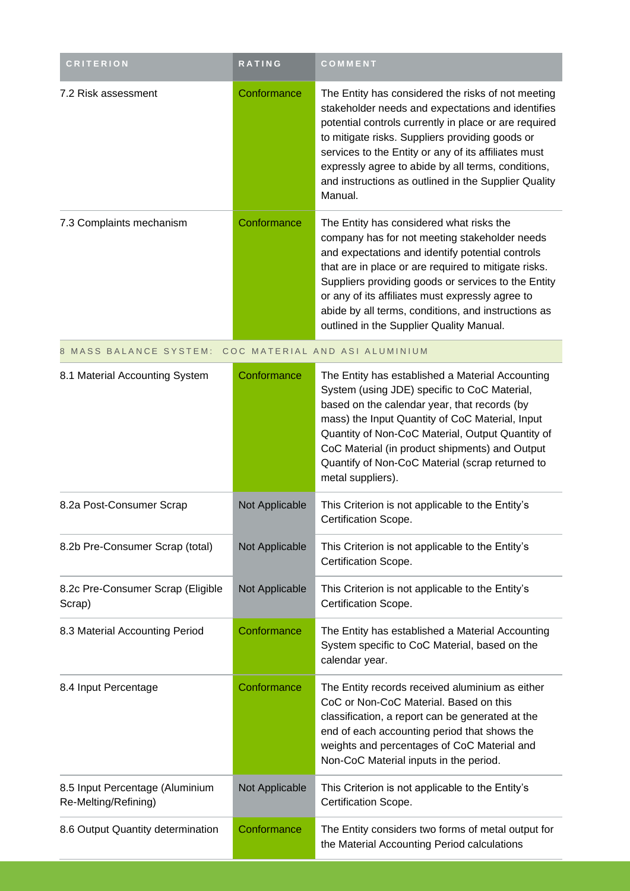| CRITERION | RATING | COMMENT |
|---|---|---|
| 7.2 Risk assessment | Conformance | The Entity has considered the risks of not meeting stakeholder needs and expectations and identifies potential controls currently in place or are required to mitigate risks. Suppliers providing goods or services to the Entity or any of its affiliates must expressly agree to abide by all terms, conditions, and instructions as outlined in the Supplier Quality Manual. |
| 7.3 Complaints mechanism | Conformance | The Entity has considered what risks the company has for not meeting stakeholder needs and expectations and identify potential controls that are in place or are required to mitigate risks. Suppliers providing goods or services to the Entity or any of its affiliates must expressly agree to abide by all terms, conditions, and instructions as outlined in the Supplier Quality Manual. |
| 8 MASS BALANCE SYSTEM: COC MATERIAL AND ASI ALUMINIUM | | |
| 8.1 Material Accounting System | Conformance | The Entity has established a Material Accounting System (using JDE) specific to CoC Material, based on the calendar year, that records (by mass) the Input Quantity of CoC Material, Input Quantity of Non-CoC Material, Output Quantity of CoC Material (in product shipments) and Output Quantify of Non-CoC Material (scrap returned to metal suppliers). |
| 8.2a Post-Consumer Scrap | Not Applicable | This Criterion is not applicable to the Entity's Certification Scope. |
| 8.2b Pre-Consumer Scrap (total) | Not Applicable | This Criterion is not applicable to the Entity's Certification Scope. |
| 8.2c Pre-Consumer Scrap (Eligible Scrap) | Not Applicable | This Criterion is not applicable to the Entity's Certification Scope. |
| 8.3 Material Accounting Period | Conformance | The Entity has established a Material Accounting System specific to CoC Material, based on the calendar year. |
| 8.4 Input Percentage | Conformance | The Entity records received aluminium as either CoC or Non-CoC Material. Based on this classification, a report can be generated at the end of each accounting period that shows the weights and percentages of CoC Material and Non-CoC Material inputs in the period. |
| 8.5 Input Percentage (Aluminium Re-Melting/Refining) | Not Applicable | This Criterion is not applicable to the Entity's Certification Scope. |
| 8.6 Output Quantity determination | Conformance | The Entity considers two forms of metal output for the Material Accounting Period calculations |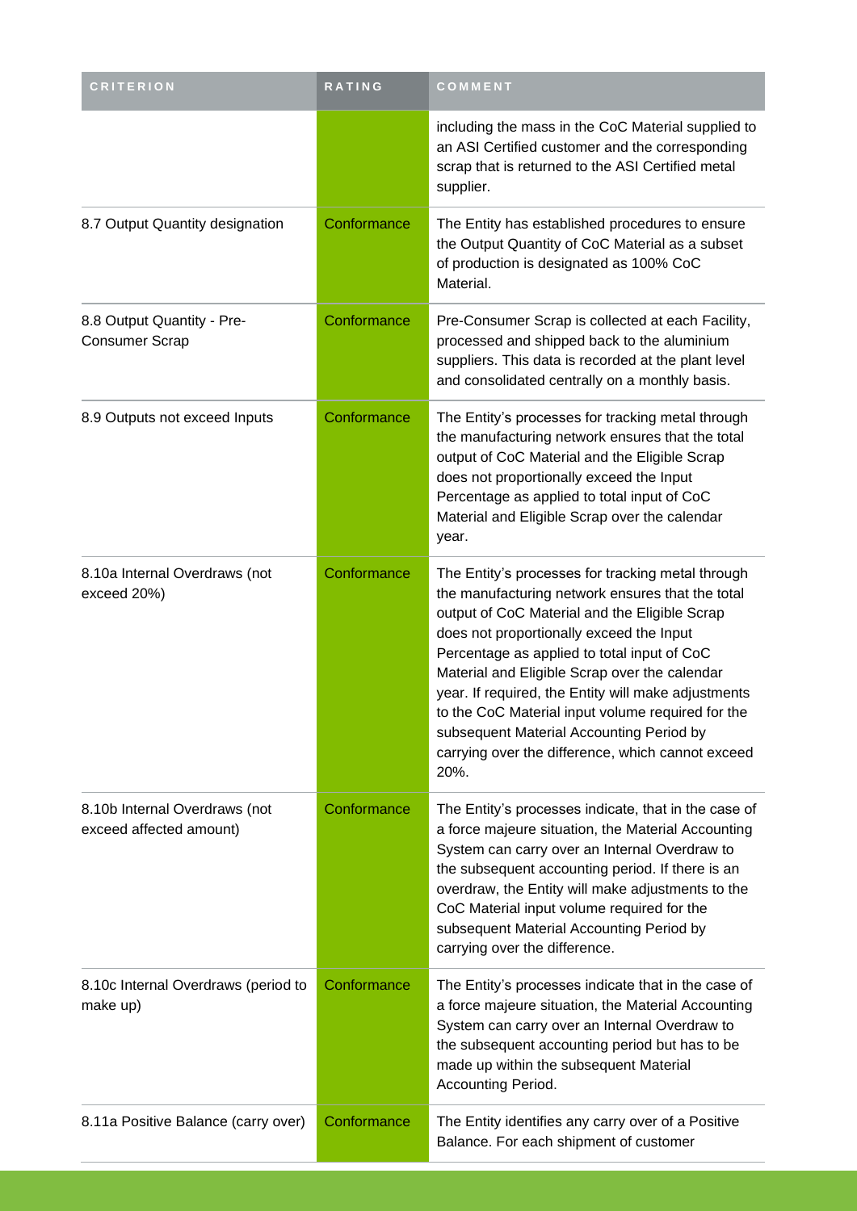| CRITERION | RATING | COMMENT |
| --- | --- | --- |
| | | including the mass in the CoC Material supplied to an ASI Certified customer and the corresponding scrap that is returned to the ASI Certified metal supplier. |
| 8.7 Output Quantity designation | Conformance | The Entity has established procedures to ensure the Output Quantity of CoC Material as a subset of production is designated as 100% CoC Material. |
| 8.8 Output Quantity - Pre-Consumer Scrap | Conformance | Pre-Consumer Scrap is collected at each Facility, processed and shipped back to the aluminium suppliers. This data is recorded at the plant level and consolidated centrally on a monthly basis. |
| 8.9 Outputs not exceed Inputs | Conformance | The Entity's processes for tracking metal through the manufacturing network ensures that the total output of CoC Material and the Eligible Scrap does not proportionally exceed the Input Percentage as applied to total input of CoC Material and Eligible Scrap over the calendar year. |
| 8.10a Internal Overdraws (not exceed 20%) | Conformance | The Entity's processes for tracking metal through the manufacturing network ensures that the total output of CoC Material and the Eligible Scrap does not proportionally exceed the Input Percentage as applied to total input of CoC Material and Eligible Scrap over the calendar year. If required, the Entity will make adjustments to the CoC Material input volume required for the subsequent Material Accounting Period by carrying over the difference, which cannot exceed 20%. |
| 8.10b Internal Overdraws (not exceed affected amount) | Conformance | The Entity's processes indicate, that in the case of a force majeure situation, the Material Accounting System can carry over an Internal Overdraw to the subsequent accounting period. If there is an overdraw, the Entity will make adjustments to the CoC Material input volume required for the subsequent Material Accounting Period by carrying over the difference. |
| 8.10c Internal Overdraws (period to make up) | Conformance | The Entity's processes indicate that in the case of a force majeure situation, the Material Accounting System can carry over an Internal Overdraw to the subsequent accounting period but has to be made up within the subsequent Material Accounting Period. |
| 8.11a Positive Balance (carry over) | Conformance | The Entity identifies any carry over of a Positive Balance. For each shipment of customer |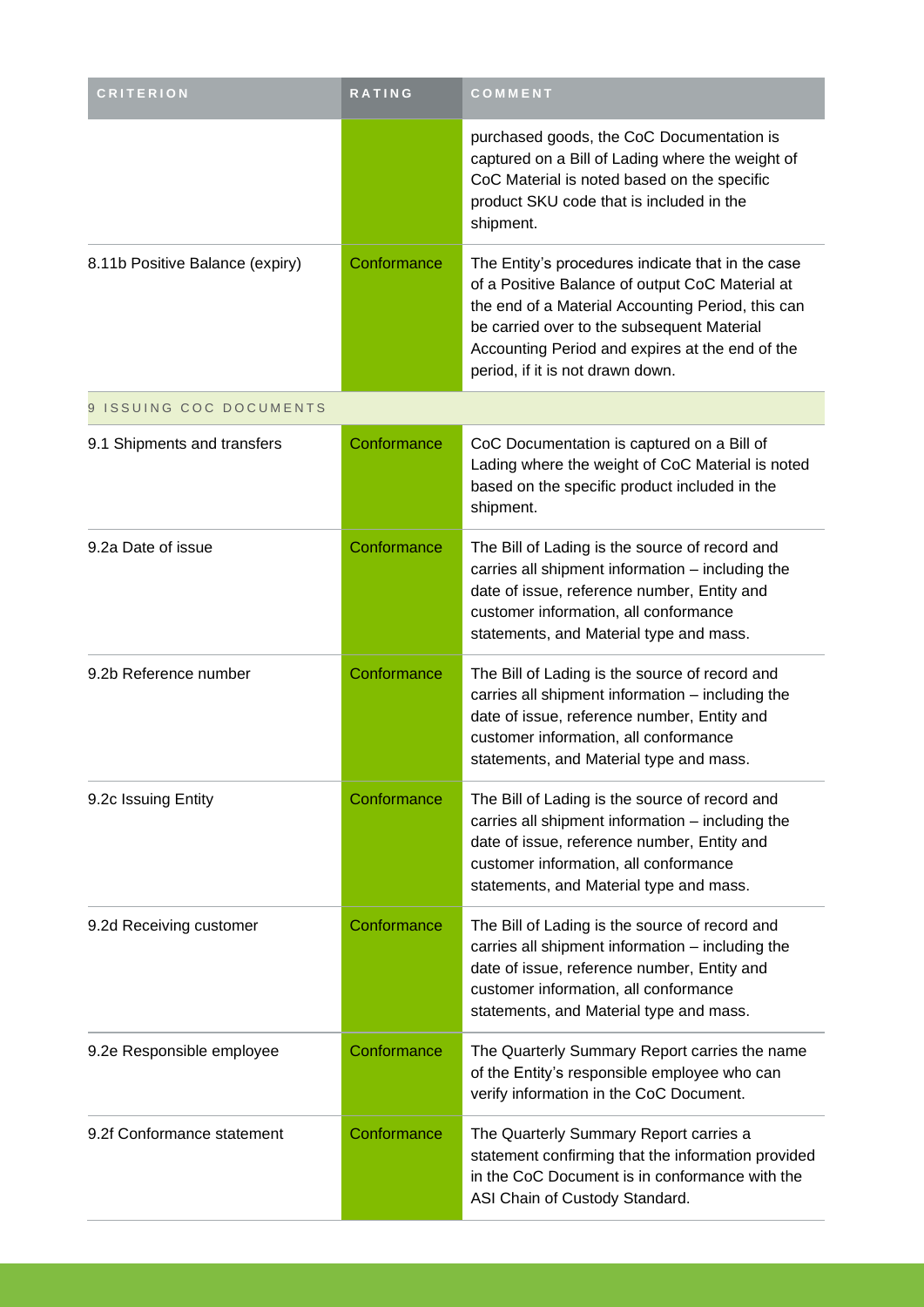| CRITERION | RATING | COMMENT |
|---|---|---|
| | | purchased goods, the CoC Documentation is captured on a Bill of Lading where the weight of CoC Material is noted based on the specific product SKU code that is included in the shipment. |
| 8.11b Positive Balance (expiry) | Conformance | The Entity's procedures indicate that in the case of a Positive Balance of output CoC Material at the end of a Material Accounting Period, this can be carried over to the subsequent Material Accounting Period and expires at the end of the period, if it is not drawn down. |
| 9 ISSUING COC DOCUMENTS | | |
| 9.1 Shipments and transfers | Conformance | CoC Documentation is captured on a Bill of Lading where the weight of CoC Material is noted based on the specific product included in the shipment. |
| 9.2a Date of issue | Conformance | The Bill of Lading is the source of record and carries all shipment information – including the date of issue, reference number, Entity and customer information, all conformance statements, and Material type and mass. |
| 9.2b Reference number | Conformance | The Bill of Lading is the source of record and carries all shipment information – including the date of issue, reference number, Entity and customer information, all conformance statements, and Material type and mass. |
| 9.2c Issuing Entity | Conformance | The Bill of Lading is the source of record and carries all shipment information – including the date of issue, reference number, Entity and customer information, all conformance statements, and Material type and mass. |
| 9.2d Receiving customer | Conformance | The Bill of Lading is the source of record and carries all shipment information – including the date of issue, reference number, Entity and customer information, all conformance statements, and Material type and mass. |
| 9.2e Responsible employee | Conformance | The Quarterly Summary Report carries the name of the Entity's responsible employee who can verify information in the CoC Document. |
| 9.2f Conformance statement | Conformance | The Quarterly Summary Report carries a statement confirming that the information provided in the CoC Document is in conformance with the ASI Chain of Custody Standard. |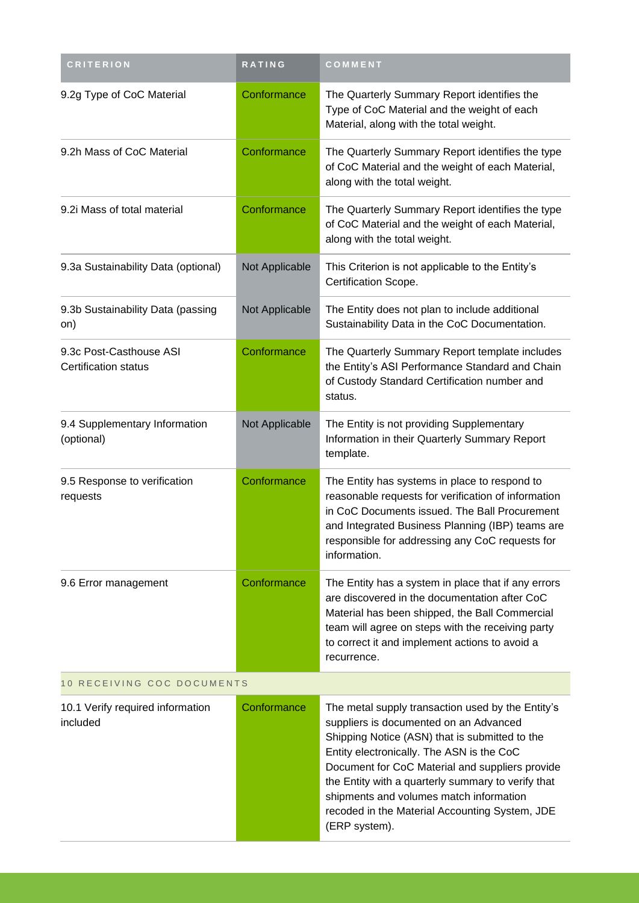| CRITERION | RATING | COMMENT |
|---|---|---|
| 9.2g Type of CoC Material | Conformance | The Quarterly Summary Report identifies the Type of CoC Material and the weight of each Material, along with the total weight. |
| 9.2h Mass of CoC Material | Conformance | The Quarterly Summary Report identifies the type of CoC Material and the weight of each Material, along with the total weight. |
| 9.2i Mass of total material | Conformance | The Quarterly Summary Report identifies the type of CoC Material and the weight of each Material, along with the total weight. |
| 9.3a Sustainability Data (optional) | Not Applicable | This Criterion is not applicable to the Entity's Certification Scope. |
| 9.3b Sustainability Data (passing on) | Not Applicable | The Entity does not plan to include additional Sustainability Data in the CoC Documentation. |
| 9.3c Post-Casthouse ASI Certification status | Conformance | The Quarterly Summary Report template includes the Entity's ASI Performance Standard and Chain of Custody Standard Certification number and status. |
| 9.4 Supplementary Information (optional) | Not Applicable | The Entity is not providing Supplementary Information in their Quarterly Summary Report template. |
| 9.5 Response to verification requests | Conformance | The Entity has systems in place to respond to reasonable requests for verification of information in CoC Documents issued. The Ball Procurement and Integrated Business Planning (IBP) teams are responsible for addressing any CoC requests for information. |
| 9.6 Error management | Conformance | The Entity has a system in place that if any errors are discovered in the documentation after CoC Material has been shipped, the Ball Commercial team will agree on steps with the receiving party to correct it and implement actions to avoid a recurrence. |
| **10 RECEIVING COC DOCUMENTS** | | |
| 10.1 Verify required information included | Conformance | The metal supply transaction used by the Entity's suppliers is documented on an Advanced Shipping Notice (ASN) that is submitted to the Entity electronically. The ASN is the CoC Document for CoC Material and suppliers provide the Entity with a quarterly summary to verify that shipments and volumes match information recoded in the Material Accounting System, JDE (ERP system). |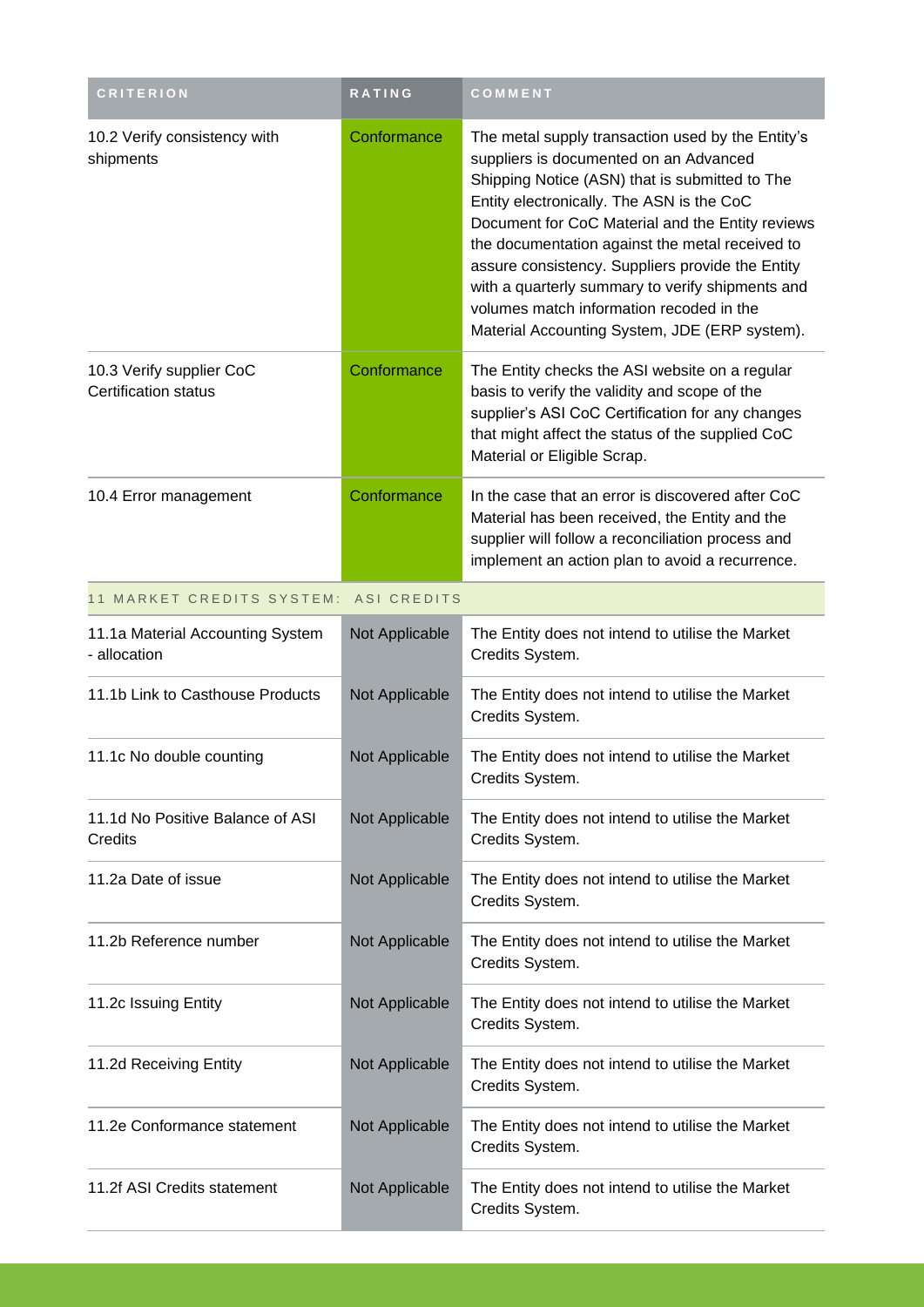| CRITERION | RATING | COMMENT |
| --- | --- | --- |
| 10.2 Verify consistency with shipments | Conformance | The metal supply transaction used by the Entity's suppliers is documented on an Advanced Shipping Notice (ASN) that is submitted to The Entity electronically. The ASN is the CoC Document for CoC Material and the Entity reviews the documentation against the metal received to assure consistency. Suppliers provide the Entity with a quarterly summary to verify shipments and volumes match information recoded in the Material Accounting System, JDE (ERP system). |
| 10.3 Verify supplier CoC Certification status | Conformance | The Entity checks the ASI website on a regular basis to verify the validity and scope of the supplier's ASI CoC Certification for any changes that might affect the status of the supplied CoC Material or Eligible Scrap. |
| 10.4 Error management | Conformance | In the case that an error is discovered after CoC Material has been received, the Entity and the supplier will follow a reconciliation process and implement an action plan to avoid a recurrence. |
| 11 MARKET CREDITS SYSTEM: ASI CREDITS | | |
| 11.1a Material Accounting System - allocation | Not Applicable | The Entity does not intend to utilise the Market Credits System. |
| 11.1b Link to Casthouse Products | Not Applicable | The Entity does not intend to utilise the Market Credits System. |
| 11.1c No double counting | Not Applicable | The Entity does not intend to utilise the Market Credits System. |
| 11.1d No Positive Balance of ASI Credits | Not Applicable | The Entity does not intend to utilise the Market Credits System. |
| 11.2a Date of issue | Not Applicable | The Entity does not intend to utilise the Market Credits System. |
| 11.2b Reference number | Not Applicable | The Entity does not intend to utilise the Market Credits System. |
| 11.2c Issuing Entity | Not Applicable | The Entity does not intend to utilise the Market Credits System. |
| 11.2d Receiving Entity | Not Applicable | The Entity does not intend to utilise the Market Credits System. |
| 11.2e Conformance statement | Not Applicable | The Entity does not intend to utilise the Market Credits System. |
| 11.2f ASI Credits statement | Not Applicable | The Entity does not intend to utilise the Market Credits System. |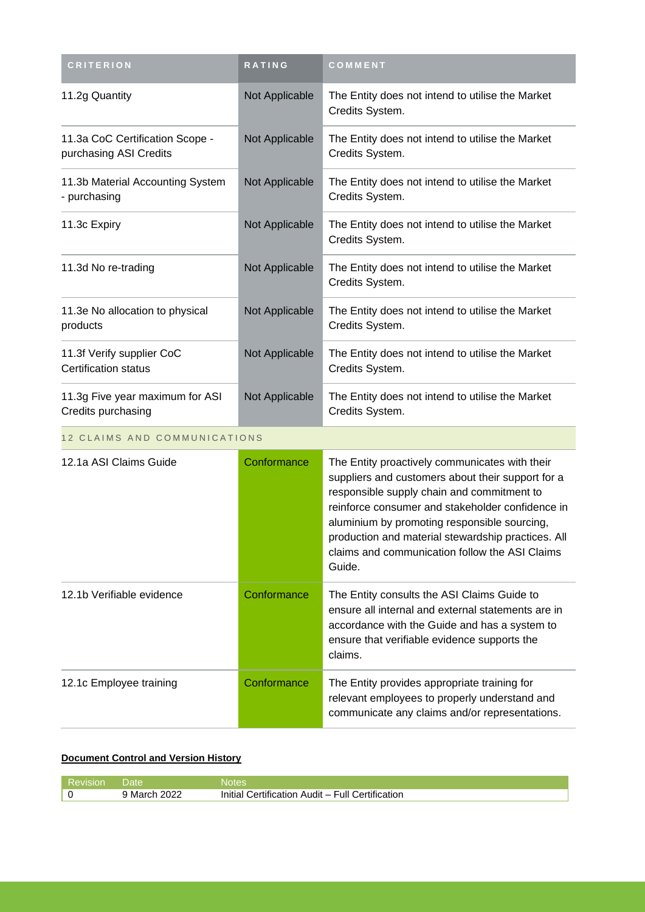| CRITERION | RATING | COMMENT |
|---|---|---|
| 11.2g Quantity | Not Applicable | The Entity does not intend to utilise the Market Credits System. |
| 11.3a CoC Certification Scope - purchasing ASI Credits | Not Applicable | The Entity does not intend to utilise the Market Credits System. |
| 11.3b Material Accounting System - purchasing | Not Applicable | The Entity does not intend to utilise the Market Credits System. |
| 11.3c Expiry | Not Applicable | The Entity does not intend to utilise the Market Credits System. |
| 11.3d No re-trading | Not Applicable | The Entity does not intend to utilise the Market Credits System. |
| 11.3e No allocation to physical products | Not Applicable | The Entity does not intend to utilise the Market Credits System. |
| 11.3f Verify supplier CoC Certification status | Not Applicable | The Entity does not intend to utilise the Market Credits System. |
| 11.3g Five year maximum for ASI Credits purchasing | Not Applicable | The Entity does not intend to utilise the Market Credits System. |
| 12 CLAIMS AND COMMUNICATIONS | | |
| 12.1a ASI Claims Guide | Conformance | The Entity proactively communicates with their suppliers and customers about their support for a responsible supply chain and commitment to reinforce consumer and stakeholder confidence in aluminium by promoting responsible sourcing, production and material stewardship practices. All claims and communication follow the ASI Claims Guide. |
| 12.1b Verifiable evidence | Conformance | The Entity consults the ASI Claims Guide to ensure all internal and external statements are in accordance with the Guide and has a system to ensure that verifiable evidence supports the claims. |
| 12.1c Employee training | Conformance | The Entity provides appropriate training for relevant employees to properly understand and communicate any claims and/or representations. |

**Document Control and Version History**

| Revision | Date | Notes |
|---|---|---|
| 0 | 9 March 2022 | Initial Certification Audit – Full Certification |